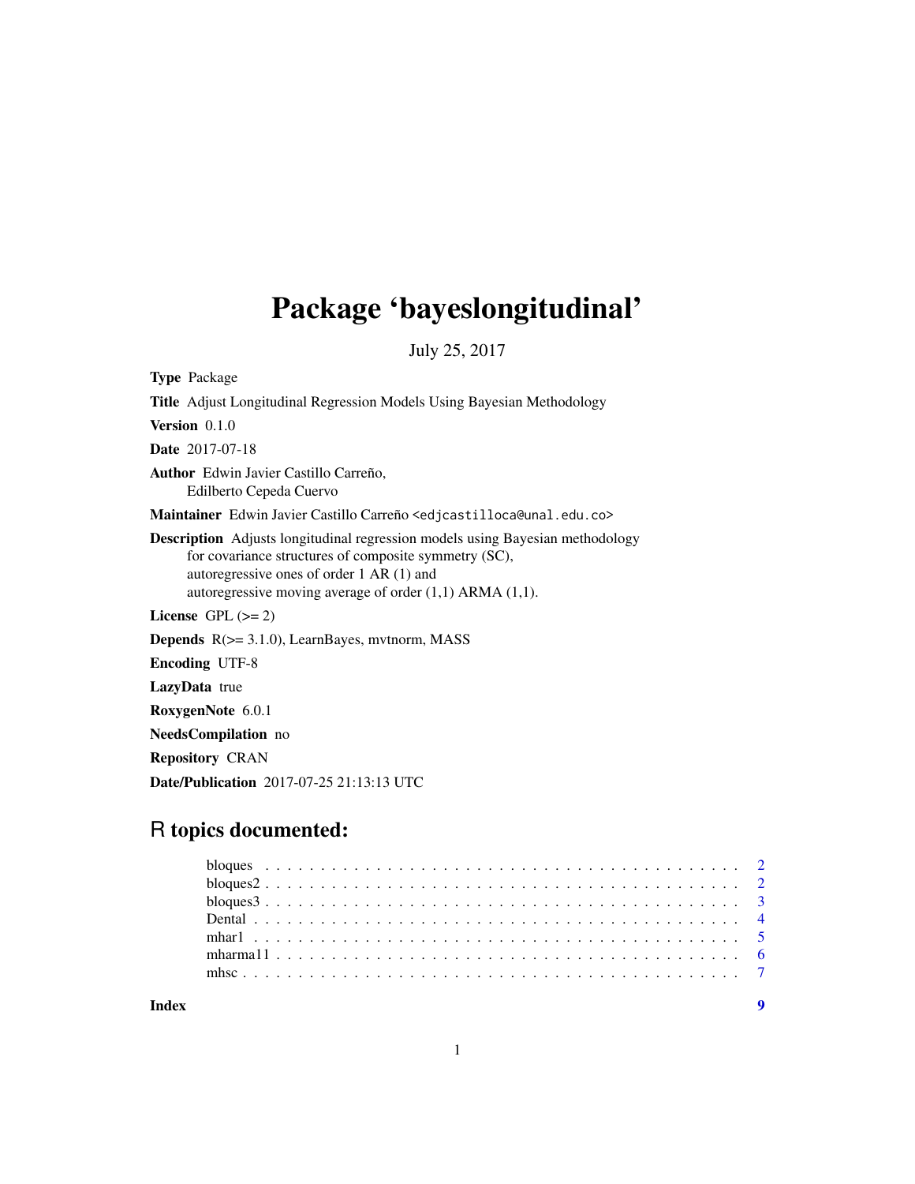# Package 'bayeslongitudinal'

July 25, 2017

**Type** Package

**Title** Adjust Longitudinal Regression Models Using Bayesian Methodology

**Version** 0.1.0

**Date** 2017-07-18

**Author** Edwin Javier Castillo Carreño,
Edilberto Cepeda Cuervo

**Maintainer** Edwin Javier Castillo Carreño <edjcastilloca@unal.edu.co>

**Description** Adjusts longitudinal regression models using Bayesian methodology
for covariance structures of composite symmetry (SC),
autoregressive ones of order 1 AR (1) and
autoregressive moving average of order (1,1) ARMA (1,1).

**License** GPL (>= 2)

**Depends** R(>= 3.1.0), LearnBayes, mvtnorm, MASS

**Encoding** UTF-8

**LazyData** true

**RoxygenNote** 6.0.1

**NeedsCompilation** no

**Repository** CRAN

**Date/Publication** 2017-07-25 21:13:13 UTC

## R topics documented:

| | |
|---|---|
| bloques | 2 |
| bloques2 | 2 |
| bloques3 | 3 |
| Dental | 4 |
| mhar1 | 5 |
| mharma11 | 6 |
| mhsc | 7 |
| **Index** | **9** |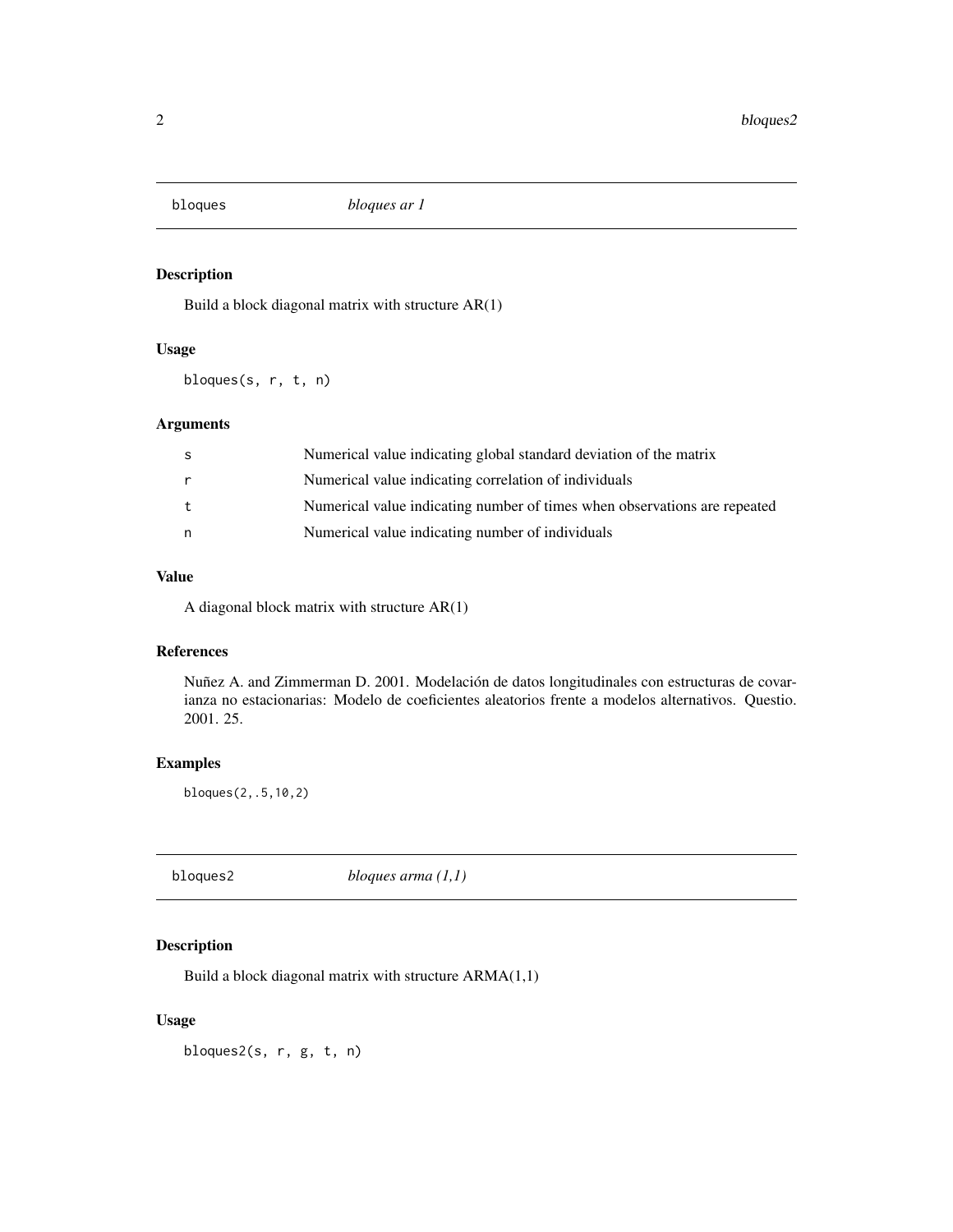## bloques *bloques ar 1*

### Description

Build a block diagonal matrix with structure AR(1)

### Usage

```
bloques(s, r, t, n)
```

### Arguments

| | |
|---|---|
| s | Numerical value indicating global standard deviation of the matrix |
| r | Numerical value indicating correlation of individuals |
| t | Numerical value indicating number of times when observations are repeated |
| n | Numerical value indicating number of individuals |

### Value

A diagonal block matrix with structure AR(1)

### References

Nuñez A. and Zimmerman D. 2001. Modelación de datos longitudinales con estructuras de covarianza no estacionarias: Modelo de coeficientes aleatorios frente a modelos alternativos. Questio. 2001. 25.

### Examples

```
bloques(2,.5,10,2)
```

## bloques2 *bloques arma (1,1)*

### Description

Build a block diagonal matrix with structure ARMA(1,1)

### Usage

```
bloques2(s, r, g, t, n)
```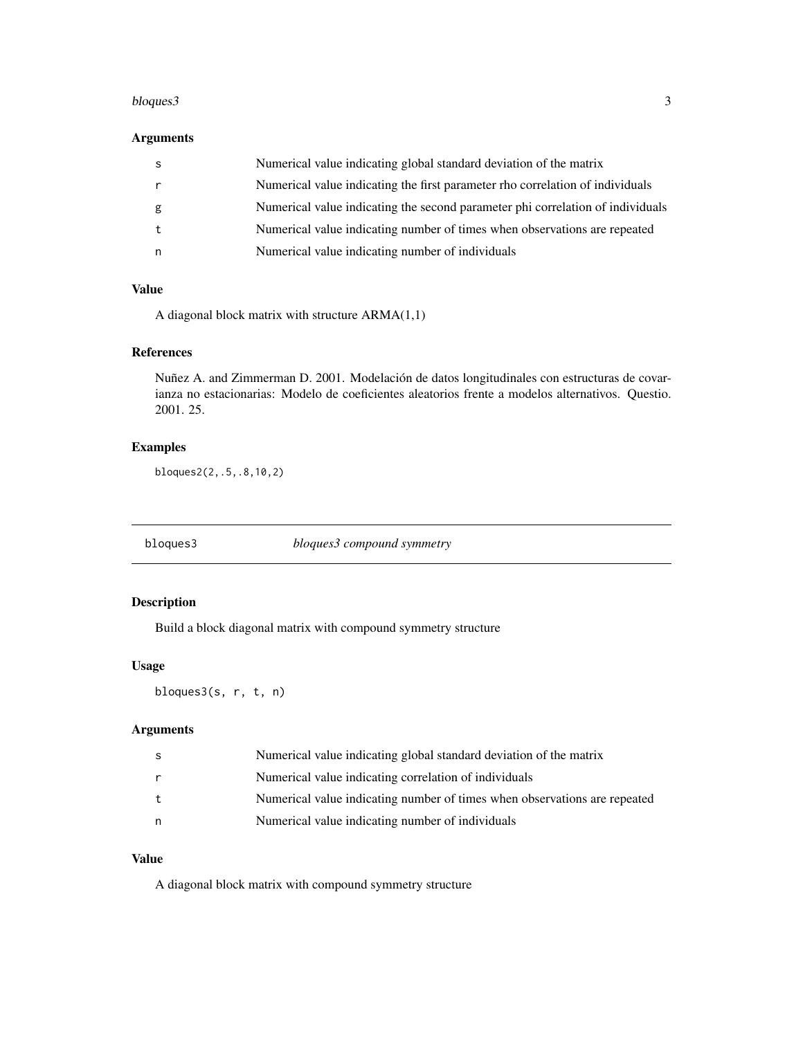### Arguments

| | |
|---|---|
| s | Numerical value indicating global standard deviation of the matrix |
| r | Numerical value indicating the first parameter rho correlation of individuals |
| g | Numerical value indicating the second parameter phi correlation of individuals |
| t | Numerical value indicating number of times when observations are repeated |
| n | Numerical value indicating number of individuals |

### Value

A diagonal block matrix with structure ARMA(1,1)

### References

Nuñez A. and Zimmerman D. 2001. Modelación de datos longitudinales con estructuras de covarianza no estacionarias: Modelo de coeficientes aleatorios frente a modelos alternativos. Questio. 2001. 25.

### Examples

```
bloques2(2,.5,.8,10,2)
```

---

## bloques3 *bloques3 compound symmetry*

### Description

Build a block diagonal matrix with compound symmetry structure

### Usage

```
bloques3(s, r, t, n)
```

### Arguments

| | |
|---|---|
| s | Numerical value indicating global standard deviation of the matrix |
| r | Numerical value indicating correlation of individuals |
| t | Numerical value indicating number of times when observations are repeated |
| n | Numerical value indicating number of individuals |

### Value

A diagonal block matrix with compound symmetry structure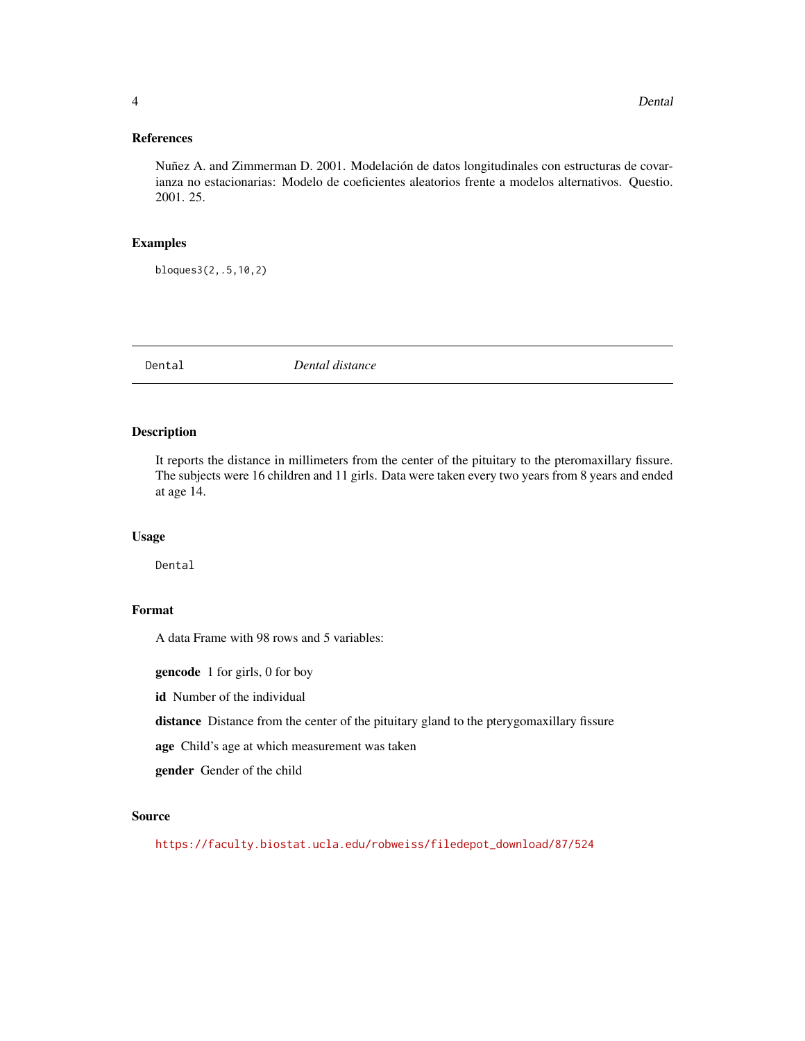### References

Nuñez A. and Zimmerman D. 2001. Modelación de datos longitudinales con estructuras de covarianza no estacionarias: Modelo de coeficientes aleatorios frente a modelos alternativos. Questio. 2001. 25.

### Examples

```
bloques3(2,.5,10,2)
```

---

## Dental    *Dental distance*

---

### Description

It reports the distance in millimeters from the center of the pituitary to the pteromaxillary fissure. The subjects were 16 children and 11 girls. Data were taken every two years from 8 years and ended at age 14.

### Usage

```
Dental
```

### Format

A data Frame with 98 rows and 5 variables:

**gencode** 1 for girls, 0 for boy

**id** Number of the individual

**distance** Distance from the center of the pituitary gland to the pterygomaxillary fissure

**age** Child's age at which measurement was taken

**gender** Gender of the child

### Source

https://faculty.biostat.ucla.edu/robweiss/filedepot_download/87/524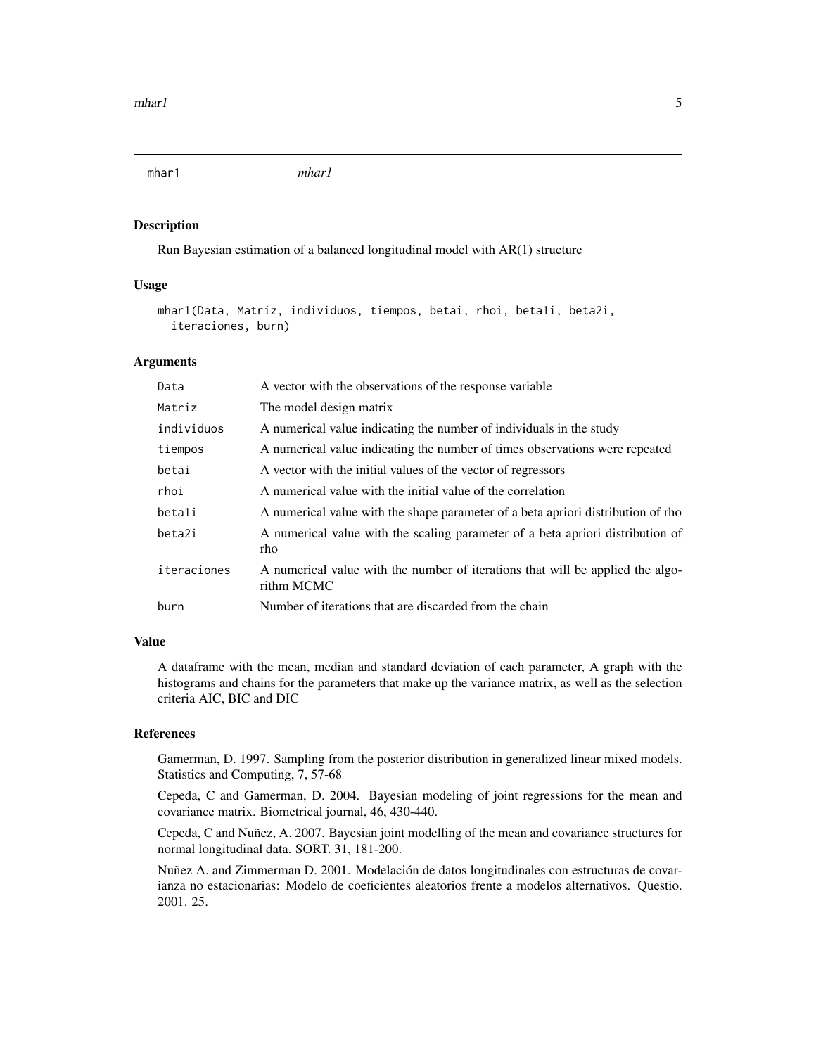# mhar1 — *mhar1*

## Description

Run Bayesian estimation of a balanced longitudinal model with AR(1) structure

## Usage

```
mhar1(Data, Matriz, individuos, tiempos, betai, rhoi, beta1i, beta2i,
  iteraciones, burn)
```

## Arguments

| | |
|---|---|
| Data | A vector with the observations of the response variable |
| Matriz | The model design matrix |
| individuos | A numerical value indicating the number of individuals in the study |
| tiempos | A numerical value indicating the number of times observations were repeated |
| betai | A vector with the initial values of the vector of regressors |
| rhoi | A numerical value with the initial value of the correlation |
| beta1i | A numerical value with the shape parameter of a beta apriori distribution of rho |
| beta2i | A numerical value with the scaling parameter of a beta apriori distribution of rho |
| iteraciones | A numerical value with the number of iterations that will be applied the algorithm MCMC |
| burn | Number of iterations that are discarded from the chain |

## Value

A dataframe with the mean, median and standard deviation of each parameter, A graph with the histograms and chains for the parameters that make up the variance matrix, as well as the selection criteria AIC, BIC and DIC

## References

Gamerman, D. 1997. Sampling from the posterior distribution in generalized linear mixed models. Statistics and Computing, 7, 57-68

Cepeda, C and Gamerman, D. 2004. Bayesian modeling of joint regressions for the mean and covariance matrix. Biometrical journal, 46, 430-440.

Cepeda, C and Nuñez, A. 2007. Bayesian joint modelling of the mean and covariance structures for normal longitudinal data. SORT. 31, 181-200.

Nuñez A. and Zimmerman D. 2001. Modelación de datos longitudinales con estructuras de covarianza no estacionarias: Modelo de coeficientes aleatorios frente a modelos alternativos. Questio. 2001. 25.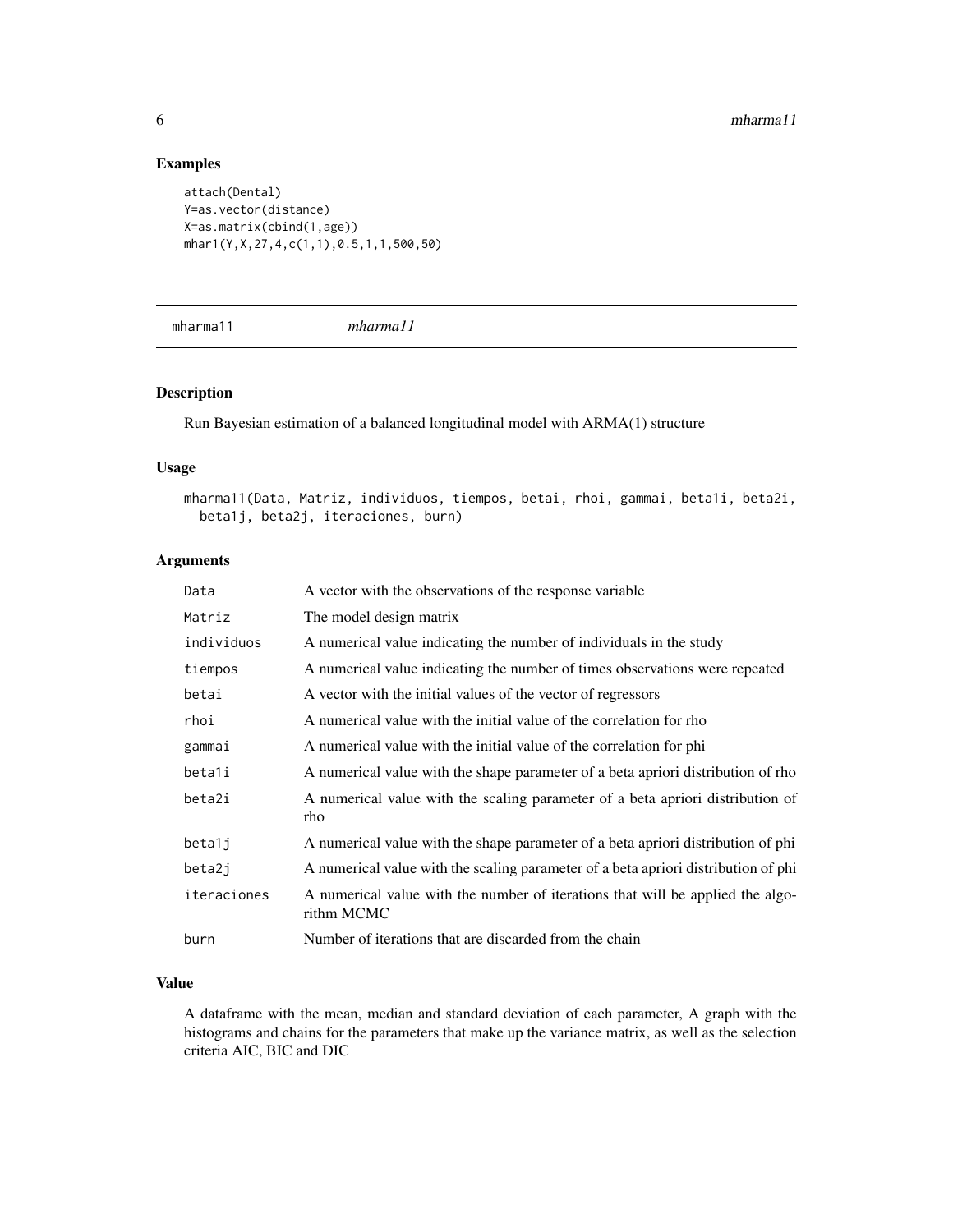## Examples

```
attach(Dental)
Y=as.vector(distance)
X=as.matrix(cbind(1,age))
mhar1(Y,X,27,4,c(1,1),0.5,1,1,500,50)
```

---

## mharma11 — *mharma11*

### Description

Run Bayesian estimation of a balanced longitudinal model with ARMA(1) structure

### Usage

```
mharma11(Data, Matriz, individuos, tiempos, betai, rhoi, gammai, beta1i, beta2i,
  beta1j, beta2j, iteraciones, burn)
```

### Arguments

| Argument | Description |
|---|---|
| Data | A vector with the observations of the response variable |
| Matriz | The model design matrix |
| individuos | A numerical value indicating the number of individuals in the study |
| tiempos | A numerical value indicating the number of times observations were repeated |
| betai | A vector with the initial values of the vector of regressors |
| rhoi | A numerical value with the initial value of the correlation for rho |
| gammai | A numerical value with the initial value of the correlation for phi |
| beta1i | A numerical value with the shape parameter of a beta apriori distribution of rho |
| beta2i | A numerical value with the scaling parameter of a beta apriori distribution of rho |
| beta1j | A numerical value with the shape parameter of a beta apriori distribution of phi |
| beta2j | A numerical value with the scaling parameter of a beta apriori distribution of phi |
| iteraciones | A numerical value with the number of iterations that will be applied the algorithm MCMC |
| burn | Number of iterations that are discarded from the chain |

### Value

A dataframe with the mean, median and standard deviation of each parameter, A graph with the histograms and chains for the parameters that make up the variance matrix, as well as the selection criteria AIC, BIC and DIC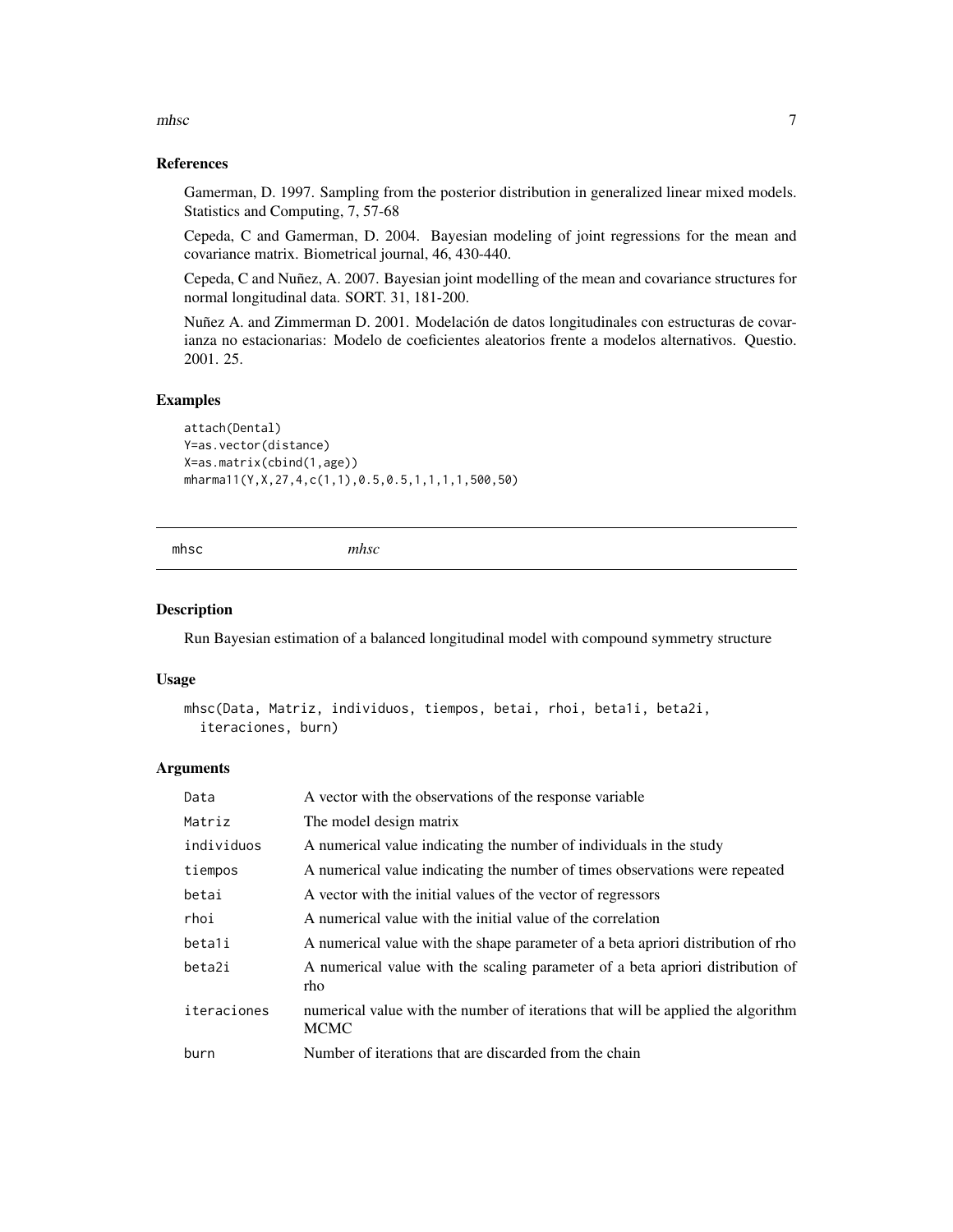### References

Gamerman, D. 1997. Sampling from the posterior distribution in generalized linear mixed models. Statistics and Computing, 7, 57-68

Cepeda, C and Gamerman, D. 2004. Bayesian modeling of joint regressions for the mean and covariance matrix. Biometrical journal, 46, 430-440.

Cepeda, C and Nuñez, A. 2007. Bayesian joint modelling of the mean and covariance structures for normal longitudinal data. SORT. 31, 181-200.

Nuñez A. and Zimmerman D. 2001. Modelación de datos longitudinales con estructuras de covarianza no estacionarias: Modelo de coeficientes aleatorios frente a modelos alternativos. Questio. 2001. 25.

### Examples

```
attach(Dental)
Y=as.vector(distance)
X=as.matrix(cbind(1,age))
mharma11(Y,X,27,4,c(1,1),0.5,0.5,1,1,1,1,500,50)
```

---

## mhsc — *mhsc*

---

### Description

Run Bayesian estimation of a balanced longitudinal model with compound symmetry structure

### Usage

```
mhsc(Data, Matriz, individuos, tiempos, betai, rhoi, beta1i, beta2i,
  iteraciones, burn)
```

### Arguments

| | |
|---|---|
| Data | A vector with the observations of the response variable |
| Matriz | The model design matrix |
| individuos | A numerical value indicating the number of individuals in the study |
| tiempos | A numerical value indicating the number of times observations were repeated |
| betai | A vector with the initial values of the vector of regressors |
| rhoi | A numerical value with the initial value of the correlation |
| beta1i | A numerical value with the shape parameter of a beta apriori distribution of rho |
| beta2i | A numerical value with the scaling parameter of a beta apriori distribution of rho |
| iteraciones | numerical value with the number of iterations that will be applied the algorithm MCMC |
| burn | Number of iterations that are discarded from the chain |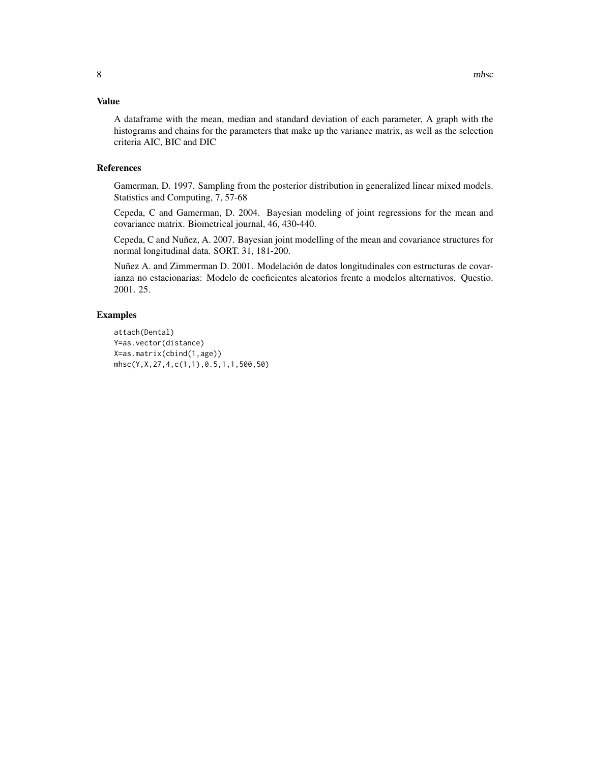## Value

A dataframe with the mean, median and standard deviation of each parameter, A graph with the histograms and chains for the parameters that make up the variance matrix, as well as the selection criteria AIC, BIC and DIC

## References

Gamerman, D. 1997. Sampling from the posterior distribution in generalized linear mixed models. Statistics and Computing, 7, 57-68

Cepeda, C and Gamerman, D. 2004. Bayesian modeling of joint regressions for the mean and covariance matrix. Biometrical journal, 46, 430-440.

Cepeda, C and Nuñez, A. 2007. Bayesian joint modelling of the mean and covariance structures for normal longitudinal data. SORT. 31, 181-200.

Nuñez A. and Zimmerman D. 2001. Modelación de datos longitudinales con estructuras de covarianza no estacionarias: Modelo de coeficientes aleatorios frente a modelos alternativos. Questio. 2001. 25.

## Examples

```
attach(Dental)
Y=as.vector(distance)
X=as.matrix(cbind(1,age))
mhsc(Y,X,27,4,c(1,1),0.5,1,1,500,50)
```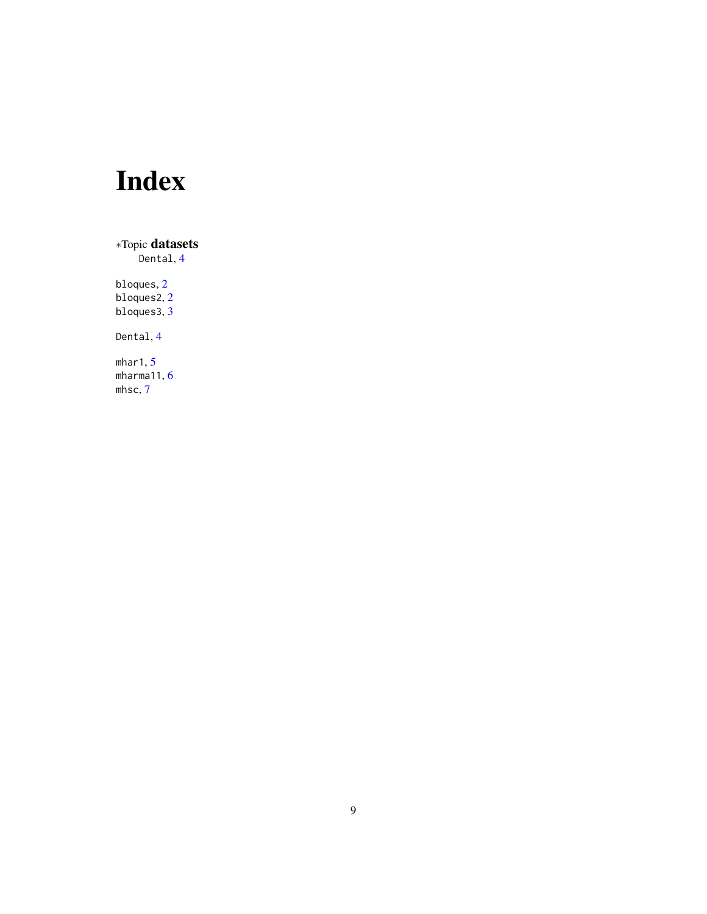# Index

∗Topic **datasets**

Dental, 4

bloques, 2
bloques2, 2
bloques3, 3

Dental, 4

mhar1, 5
mharma11, 6
mhsc, 7